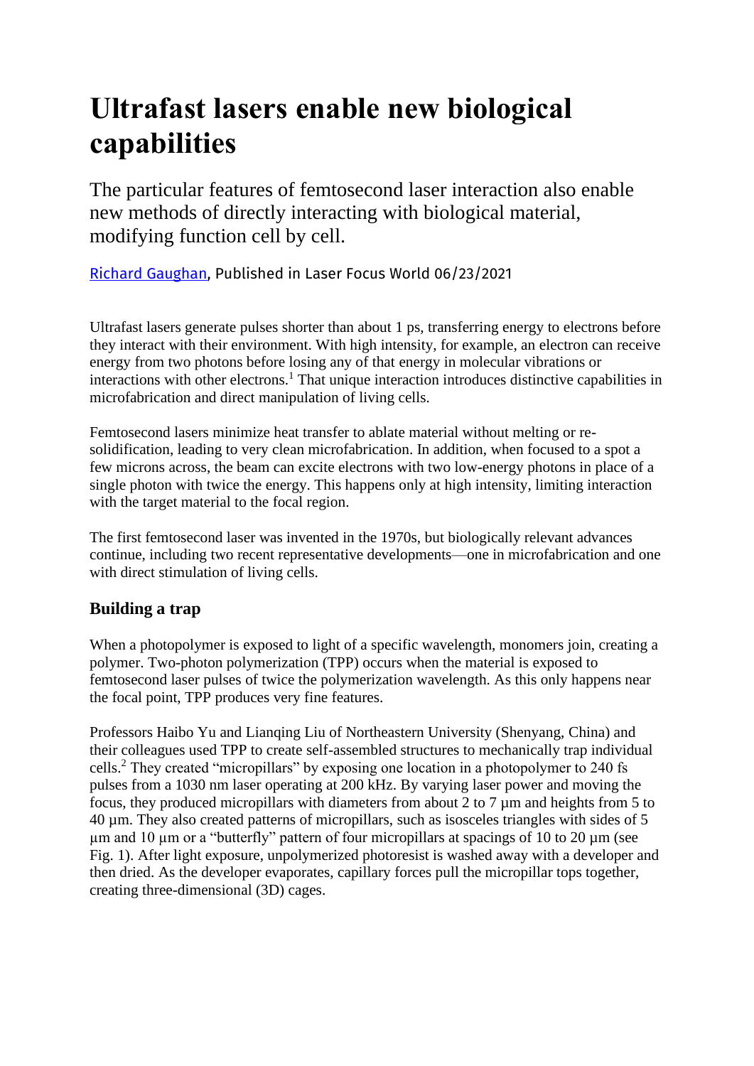# Ultrafast lasers enable new biological capabilities

The particular features of femtosecond laser interaction also enable new methods of directly interacting with biological material, modifying function cell by cell.

Richard Gaughan, Published in Laser Focus World 06/23/2021

Ultrafast lasers generate pulses shorter than about 1 ps, transferring energy to electrons before they interact with their environment. With high intensity, for example, an electron can receive energy from two photons before losing any of that energy in molecular vibrations or interactions with other electrons.[1] That unique interaction introduces distinctive capabilities in microfabrication and direct manipulation of living cells.

Femtosecond lasers minimize heat transfer to ablate material without melting or re-solidification, leading to very clean microfabrication. In addition, when focused to a spot a few microns across, the beam can excite electrons with two low-energy photons in place of a single photon with twice the energy. This happens only at high intensity, limiting interaction with the target material to the focal region.

The first femtosecond laser was invented in the 1970s, but biologically relevant advances continue, including two recent representative developments—one in microfabrication and one with direct stimulation of living cells.

### Building a trap

When a photopolymer is exposed to light of a specific wavelength, monomers join, creating a polymer. Two-photon polymerization (TPP) occurs when the material is exposed to femtosecond laser pulses of twice the polymerization wavelength. As this only happens near the focal point, TPP produces very fine features.

Professors Haibo Yu and Lianqing Liu of Northeastern University (Shenyang, China) and their colleagues used TPP to create self-assembled structures to mechanically trap individual cells.[2] They created "micropillars" by exposing one location in a photopolymer to 240 fs pulses from a 1030 nm laser operating at 200 kHz. By varying laser power and moving the focus, they produced micropillars with diameters from about 2 to 7 µm and heights from 5 to 40 µm. They also created patterns of micropillars, such as isosceles triangles with sides of 5 µm and 10 µm or a "butterfly" pattern of four micropillars at spacings of 10 to 20 µm (see Fig. 1). After light exposure, unpolymerized photoresist is washed away with a developer and then dried. As the developer evaporates, capillary forces pull the micropillar tops together, creating three-dimensional (3D) cages.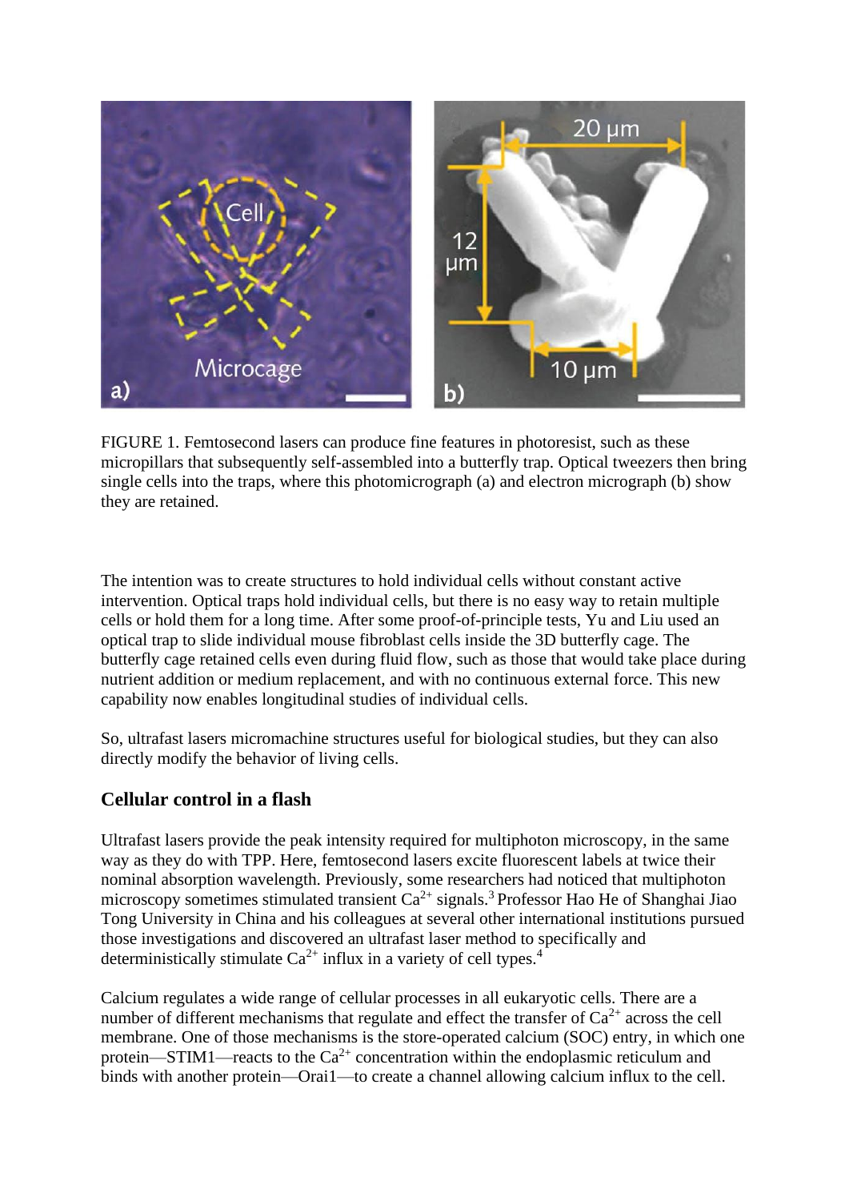FIGURE 1. Femtosecond lasers can produce fine features in photoresist, such as these micropillars that subsequently self-assembled into a butterfly trap. Optical tweezers then bring single cells into the traps, where this photomicrograph (a) and electron micrograph (b) show they are retained.

The intention was to create structures to hold individual cells without constant active intervention. Optical traps hold individual cells, but there is no easy way to retain multiple cells or hold them for a long time. After some proof-of-principle tests, Yu and Liu used an optical trap to slide individual mouse fibroblast cells inside the 3D butterfly cage. The butterfly cage retained cells even during fluid flow, such as those that would take place during nutrient addition or medium replacement, and with no continuous external force. This new capability now enables longitudinal studies of individual cells.

So, ultrafast lasers micromachine structures useful for biological studies, but they can also directly modify the behavior of living cells.

## Cellular control in a flash

Ultrafast lasers provide the peak intensity required for multiphoton microscopy, in the same way as they do with TPP. Here, femtosecond lasers excite fluorescent labels at twice their nominal absorption wavelength. Previously, some researchers had noticed that multiphoton microscopy sometimes stimulated transient $Ca^{2+}$ signals.[3] Professor Hao He of Shanghai Jiao Tong University in China and his colleagues at several other international institutions pursued those investigations and discovered an ultrafast laser method to specifically and deterministically stimulate $Ca^{2+}$ influx in a variety of cell types.[4]

Calcium regulates a wide range of cellular processes in all eukaryotic cells. There are a number of different mechanisms that regulate and effect the transfer of $Ca^{2+}$ across the cell membrane. One of those mechanisms is the store-operated calcium (SOC) entry, in which one protein—STIM1—reacts to the $Ca^{2+}$ concentration within the endoplasmic reticulum and binds with another protein—Orai1—to create a channel allowing calcium influx to the cell.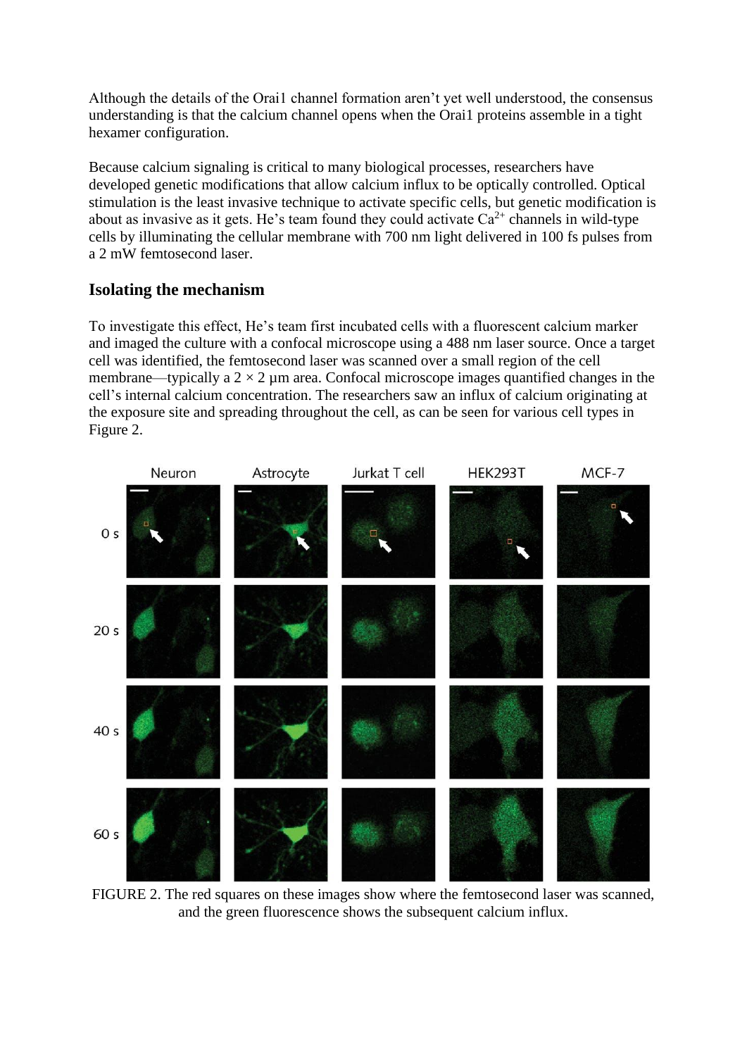Although the details of the Orai1 channel formation aren't yet well understood, the consensus understanding is that the calcium channel opens when the Orai1 proteins assemble in a tight hexamer configuration.

Because calcium signaling is critical to many biological processes, researchers have developed genetic modifications that allow calcium influx to be optically controlled. Optical stimulation is the least invasive technique to activate specific cells, but genetic modification is about as invasive as it gets. He's team found they could activate $Ca^{2+}$ channels in wild-type cells by illuminating the cellular membrane with 700 nm light delivered in 100 fs pulses from a 2 mW femtosecond laser.

## Isolating the mechanism

To investigate this effect, He's team first incubated cells with a fluorescent calcium marker and imaged the culture with a confocal microscope using a 488 nm laser source. Once a target cell was identified, the femtosecond laser was scanned over a small region of the cell membrane—typically a $2 \times 2$ µm area. Confocal microscope images quantified changes in the cell's internal calcium concentration. The researchers saw an influx of calcium originating at the exposure site and spreading throughout the cell, as can be seen for various cell types in Figure 2.

FIGURE 2. The red squares on these images show where the femtosecond laser was scanned, and the green fluorescence shows the subsequent calcium influx.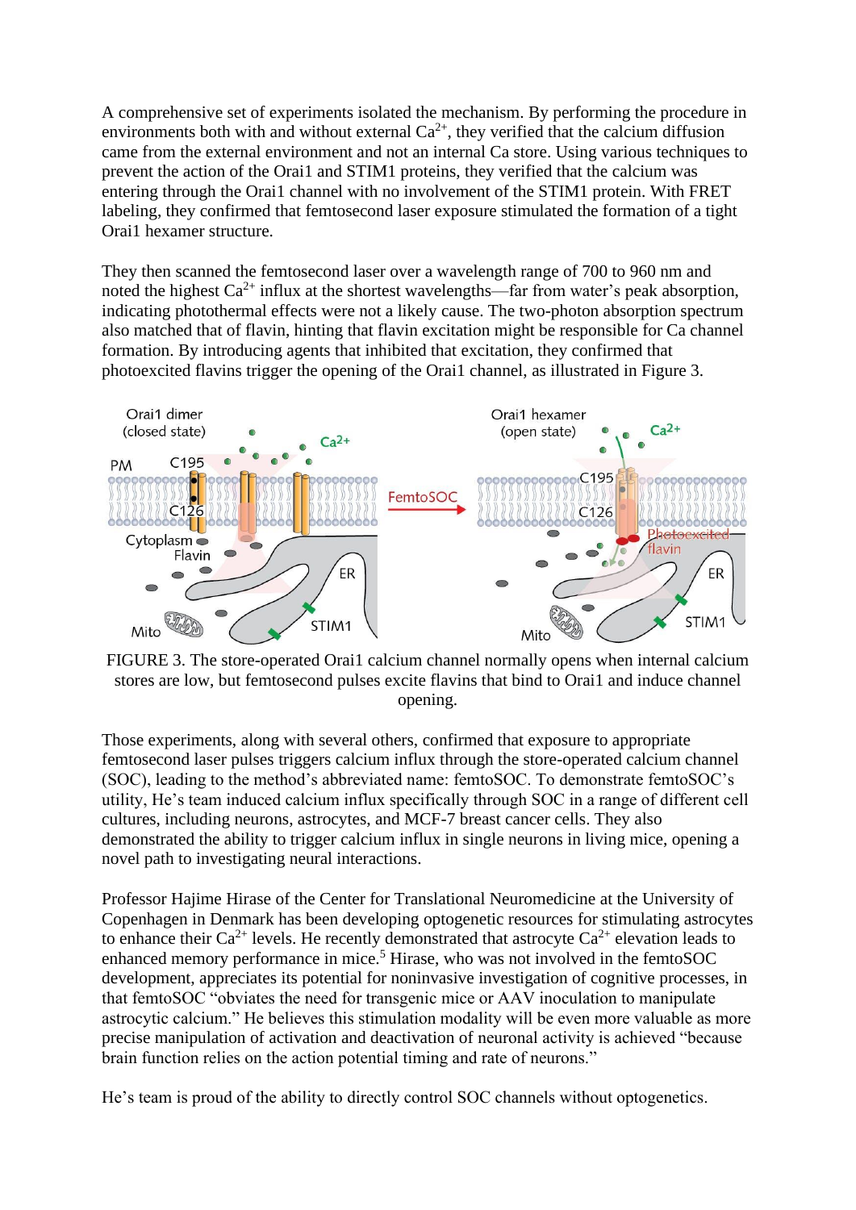A comprehensive set of experiments isolated the mechanism. By performing the procedure in environments both with and without external $Ca^{2+}$, they verified that the calcium diffusion came from the external environment and not an internal Ca store. Using various techniques to prevent the action of the Orai1 and STIM1 proteins, they verified that the calcium was entering through the Orai1 channel with no involvement of the STIM1 protein. With FRET labeling, they confirmed that femtosecond laser exposure stimulated the formation of a tight Orai1 hexamer structure.

They then scanned the femtosecond laser over a wavelength range of 700 to 960 nm and noted the highest $Ca^{2+}$ influx at the shortest wavelengths—far from water's peak absorption, indicating photothermal effects were not a likely cause. The two-photon absorption spectrum also matched that of flavin, hinting that flavin excitation might be responsible for Ca channel formation. By introducing agents that inhibited that excitation, they confirmed that photoexcited flavins trigger the opening of the Orai1 channel, as illustrated in Figure 3.

FIGURE 3. The store-operated Orai1 calcium channel normally opens when internal calcium stores are low, but femtosecond pulses excite flavins that bind to Orai1 and induce channel opening.

Those experiments, along with several others, confirmed that exposure to appropriate femtosecond laser pulses triggers calcium influx through the store-operated calcium channel (SOC), leading to the method's abbreviated name: femtoSOC. To demonstrate femtoSOC's utility, He's team induced calcium influx specifically through SOC in a range of different cell cultures, including neurons, astrocytes, and MCF-7 breast cancer cells. They also demonstrated the ability to trigger calcium influx in single neurons in living mice, opening a novel path to investigating neural interactions.

Professor Hajime Hirase of the Center for Translational Neuromedicine at the University of Copenhagen in Denmark has been developing optogenetic resources for stimulating astrocytes to enhance their $Ca^{2+}$ levels. He recently demonstrated that astrocyte $Ca^{2+}$ elevation leads to enhanced memory performance in mice.[5] Hirase, who was not involved in the femtoSOC development, appreciates its potential for noninvasive investigation of cognitive processes, in that femtoSOC "obviates the need for transgenic mice or AAV inoculation to manipulate astrocytic calcium." He believes this stimulation modality will be even more valuable as more precise manipulation of activation and deactivation of neuronal activity is achieved "because brain function relies on the action potential timing and rate of neurons."

He's team is proud of the ability to directly control SOC channels without optogenetics.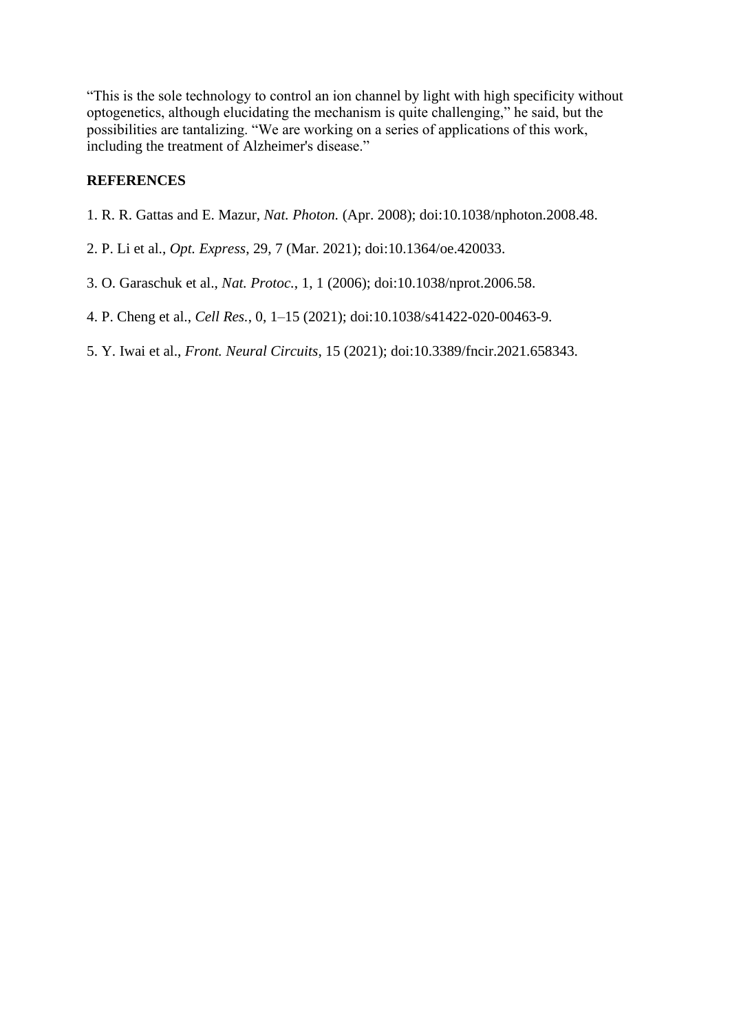"This is the sole technology to control an ion channel by light with high specificity without optogenetics, although elucidating the mechanism is quite challenging," he said, but the possibilities are tantalizing. "We are working on a series of applications of this work, including the treatment of Alzheimer's disease."

**REFERENCES**

1. R. R. Gattas and E. Mazur, *Nat. Photon.* (Apr. 2008); doi:10.1038/nphoton.2008.48.

2. P. Li et al., *Opt. Express*, 29, 7 (Mar. 2021); doi:10.1364/oe.420033.

3. O. Garaschuk et al., *Nat. Protoc.*, 1, 1 (2006); doi:10.1038/nprot.2006.58.

4. P. Cheng et al., *Cell Res.*, 0, 1–15 (2021); doi:10.1038/s41422-020-00463-9.

5. Y. Iwai et al., *Front. Neural Circuits*, 15 (2021); doi:10.3389/fncir.2021.658343.